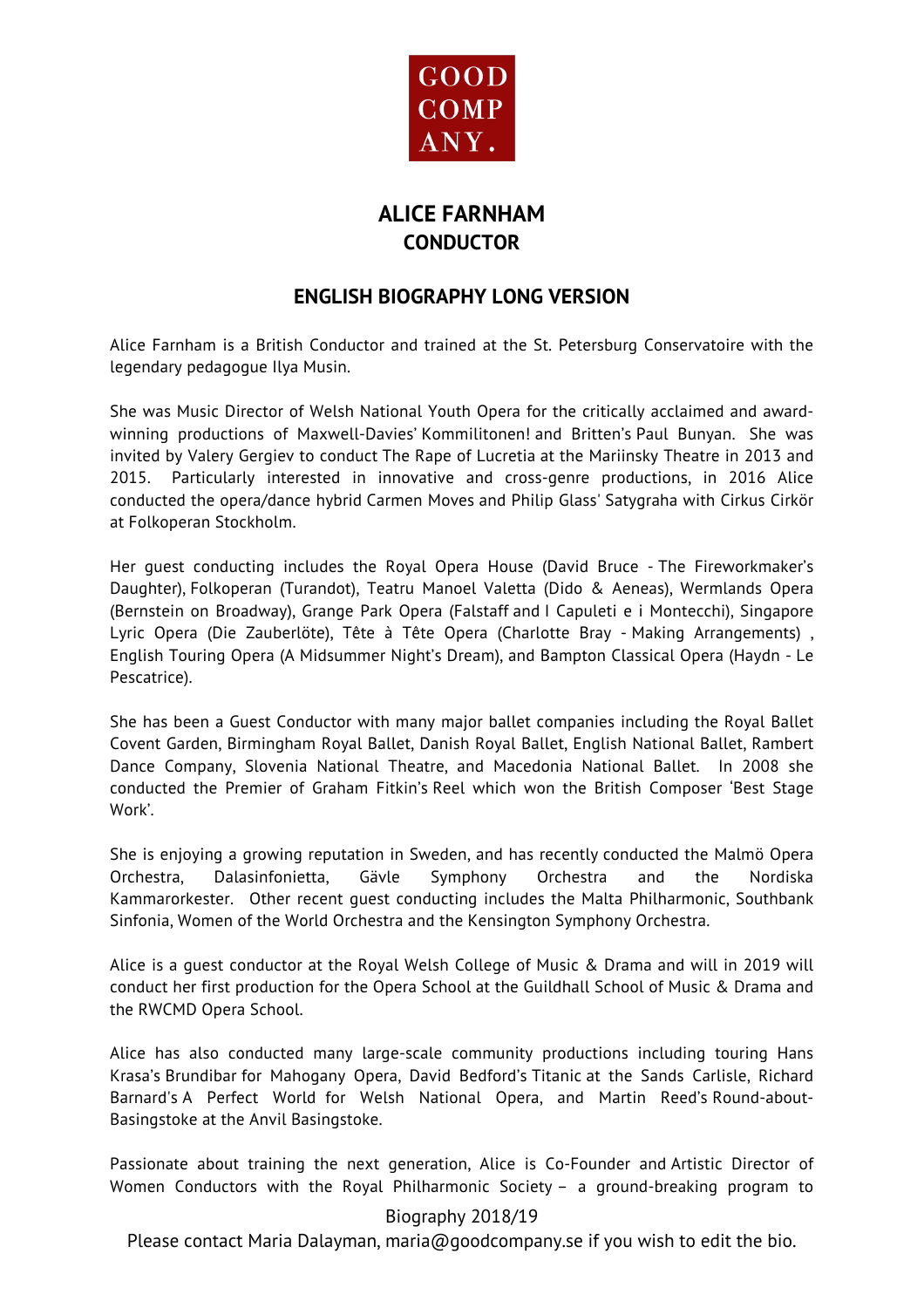GOOD COMP ANY.

# ALICE FARNHAM
## CONDUCTOR

## ENGLISH BIOGRAPHY LONG VERSION

Alice Farnham is a British Conductor and trained at the St. Petersburg Conservatoire with the legendary pedagogue Ilya Musin.

She was Music Director of Welsh National Youth Opera for the critically acclaimed and award-winning productions of Maxwell-Davies' Kommilitonen! and Britten's Paul Bunyan. She was invited by Valery Gergiev to conduct The Rape of Lucretia at the Mariinsky Theatre in 2013 and 2015. Particularly interested in innovative and cross-genre productions, in 2016 Alice conducted the opera/dance hybrid Carmen Moves and Philip Glass' Satygraha with Cirkus Cirkör at Folkoperan Stockholm.

Her guest conducting includes the Royal Opera House (David Bruce - The Fireworkmaker's Daughter), Folkoperan (Turandot), Teatru Manoel Valetta (Dido & Aeneas), Wermlands Opera (Bernstein on Broadway), Grange Park Opera (Falstaff and I Capuleti e i Montecchi), Singapore Lyric Opera (Die Zauberlöte), Tête à Tête Opera (Charlotte Bray - Making Arrangements) , English Touring Opera (A Midsummer Night's Dream), and Bampton Classical Opera (Haydn - Le Pescatrice).

She has been a Guest Conductor with many major ballet companies including the Royal Ballet Covent Garden, Birmingham Royal Ballet, Danish Royal Ballet, English National Ballet, Rambert Dance Company, Slovenia National Theatre, and Macedonia National Ballet. In 2008 she conducted the Premier of Graham Fitkin's Reel which won the British Composer 'Best Stage Work'.

She is enjoying a growing reputation in Sweden, and has recently conducted the Malmö Opera Orchestra, Dalasinfonietta, Gävle Symphony Orchestra and the Nordiska Kammarorkester. Other recent guest conducting includes the Malta Philharmonic, Southbank Sinfonia, Women of the World Orchestra and the Kensington Symphony Orchestra.

Alice is a guest conductor at the Royal Welsh College of Music & Drama and will in 2019 will conduct her first production for the Opera School at the Guildhall School of Music & Drama and the RWCMD Opera School.

Alice has also conducted many large-scale community productions including touring Hans Krasa's Brundibar for Mahogany Opera, David Bedford's Titanic at the Sands Carlisle, Richard Barnard's A Perfect World for Welsh National Opera, and Martin Reed's Round-about-Basingstoke at the Anvil Basingstoke.

Passionate about training the next generation, Alice is Co-Founder and Artistic Director of Women Conductors with the Royal Philharmonic Society – a ground-breaking program to

Biography 2018/19

Please contact Maria Dalayman, maria@goodcompany.se if you wish to edit the bio.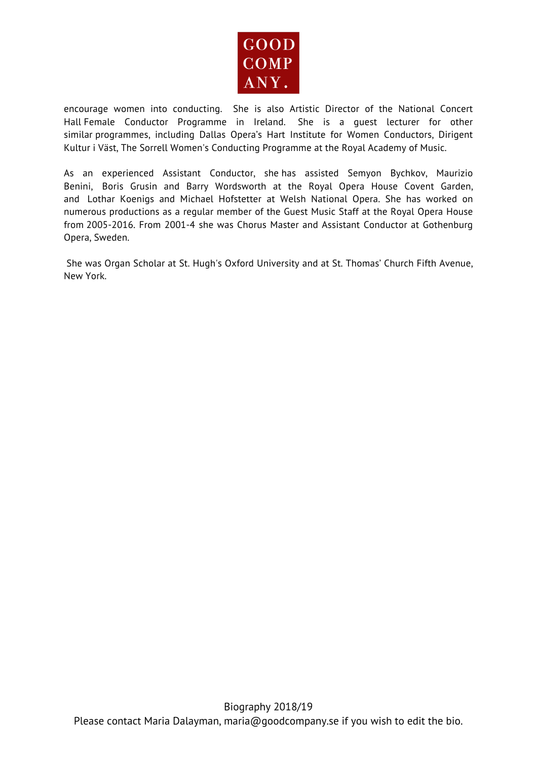encourage women into conducting. She is also Artistic Director of the National Concert Hall Female Conductor Programme in Ireland. She is a guest lecturer for other similar programmes, including Dallas Opera's Hart Institute for Women Conductors, Dirigent Kultur i Väst, The Sorrell Women's Conducting Programme at the Royal Academy of Music.

As an experienced Assistant Conductor, she has assisted Semyon Bychkov, Maurizio Benini, Boris Grusin and Barry Wordsworth at the Royal Opera House Covent Garden, and Lothar Koenigs and Michael Hofstetter at Welsh National Opera. She has worked on numerous productions as a regular member of the Guest Music Staff at the Royal Opera House from 2005-2016. From 2001-4 she was Chorus Master and Assistant Conductor at Gothenburg Opera, Sweden.

She was Organ Scholar at St. Hugh's Oxford University and at St. Thomas' Church Fifth Avenue, New York.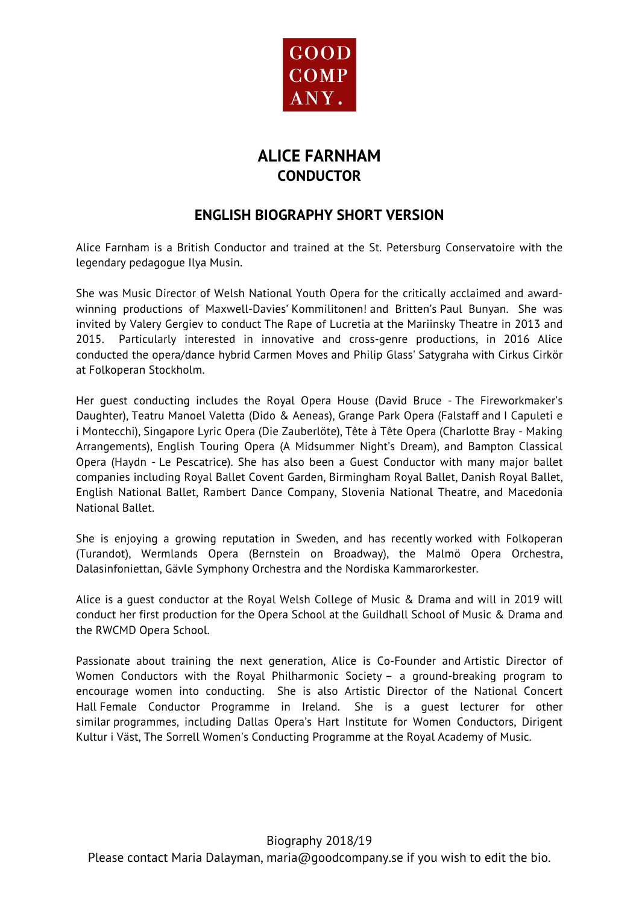GOOD
COMP
ANY.

# ALICE FARNHAM

## CONDUCTOR

## ENGLISH BIOGRAPHY SHORT VERSION

Alice Farnham is a British Conductor and trained at the St. Petersburg Conservatoire with the legendary pedagogue Ilya Musin.

She was Music Director of Welsh National Youth Opera for the critically acclaimed and award-winning productions of Maxwell-Davies' Kommilitonen! and Britten's Paul Bunyan. She was invited by Valery Gergiev to conduct The Rape of Lucretia at the Mariinsky Theatre in 2013 and 2015. Particularly interested in innovative and cross-genre productions, in 2016 Alice conducted the opera/dance hybrid Carmen Moves and Philip Glass' Satygraha with Cirkus Cirkör at Folkoperan Stockholm.

Her guest conducting includes the Royal Opera House (David Bruce - The Fireworkmaker's Daughter), Teatru Manoel Valetta (Dido & Aeneas), Grange Park Opera (Falstaff and I Capuleti e i Montecchi), Singapore Lyric Opera (Die Zauberlöte), Tête à Tête Opera (Charlotte Bray - Making Arrangements), English Touring Opera (A Midsummer Night's Dream), and Bampton Classical Opera (Haydn - Le Pescatrice). She has also been a Guest Conductor with many major ballet companies including Royal Ballet Covent Garden, Birmingham Royal Ballet, Danish Royal Ballet, English National Ballet, Rambert Dance Company, Slovenia National Theatre, and Macedonia National Ballet.

She is enjoying a growing reputation in Sweden, and has recently worked with Folkoperan (Turandot), Wermlands Opera (Bernstein on Broadway), the Malmö Opera Orchestra, Dalasinfoniettan, Gävle Symphony Orchestra and the Nordiska Kammarorkester.

Alice is a guest conductor at the Royal Welsh College of Music & Drama and will in 2019 will conduct her first production for the Opera School at the Guildhall School of Music & Drama and the RWCMD Opera School.

Passionate about training the next generation, Alice is Co-Founder and Artistic Director of Women Conductors with the Royal Philharmonic Society – a ground-breaking program to encourage women into conducting. She is also Artistic Director of the National Concert Hall Female Conductor Programme in Ireland. She is a guest lecturer for other similar programmes, including Dallas Opera's Hart Institute for Women Conductors, Dirigent Kultur i Väst, The Sorrell Women's Conducting Programme at the Royal Academy of Music.

Biography 2018/19
Please contact Maria Dalayman, maria@goodcompany.se if you wish to edit the bio.